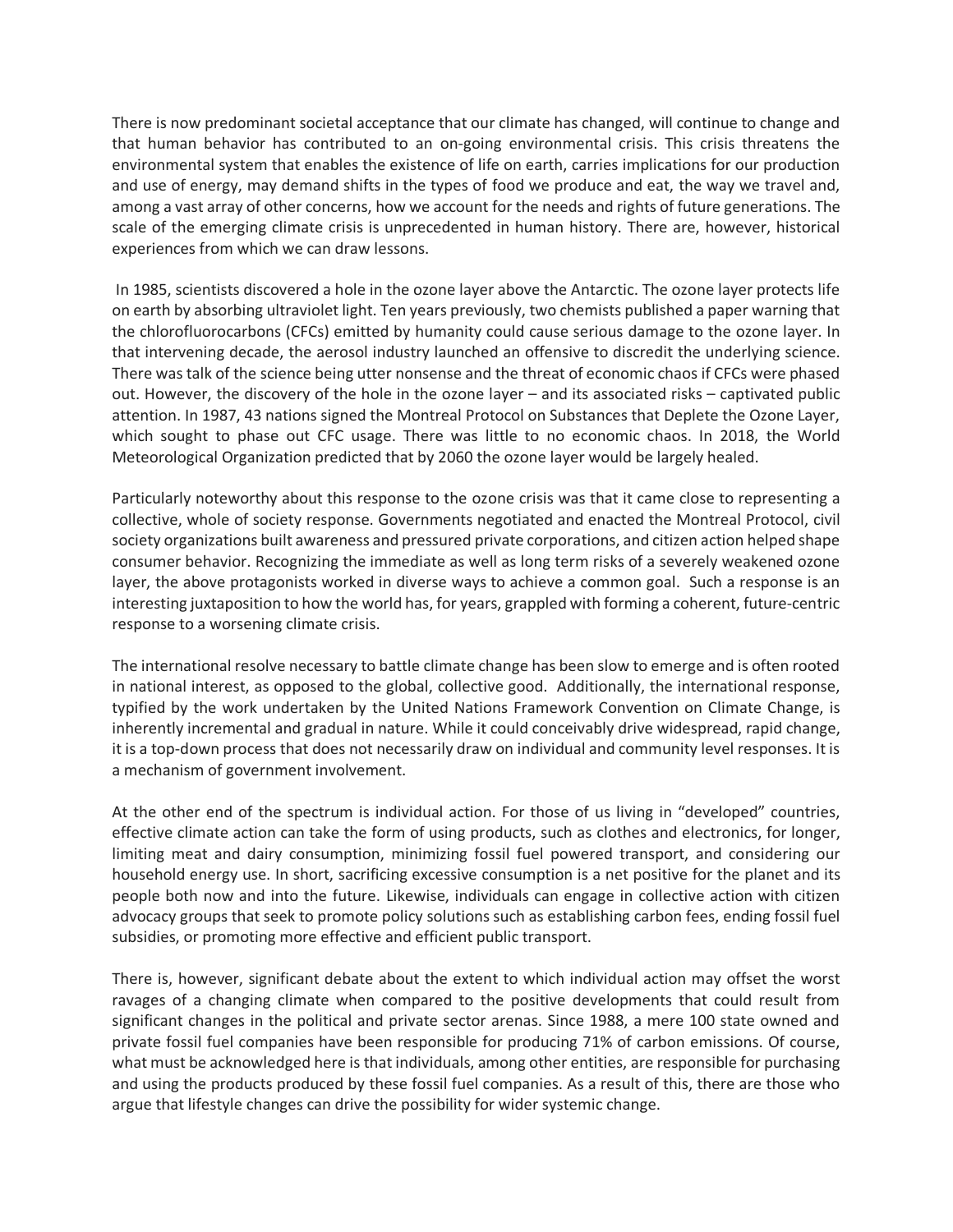There is now predominant societal acceptance that our climate has changed, will continue to change and that human behavior has contributed to an on-going environmental crisis. This crisis threatens the environmental system that enables the existence of life on earth, carries implications for our production and use of energy, may demand shifts in the types of food we produce and eat, the way we travel and, among a vast array of other concerns, how we account for the needs and rights of future generations. The scale of the emerging climate crisis is unprecedented in human history. There are, however, historical experiences from which we can draw lessons.

In 1985, scientists discovered a hole in the ozone layer above the Antarctic. The ozone layer protects life on earth by absorbing ultraviolet light. Ten years previously, two chemists published a paper warning that the chlorofluorocarbons (CFCs) emitted by humanity could cause serious damage to the ozone layer. In that intervening decade, the aerosol industry launched an offensive to discredit the underlying science. There was talk of the science being utter nonsense and the threat of economic chaos if CFCs were phased out. However, the discovery of the hole in the ozone layer – and its associated risks – captivated public attention. In 1987, 43 nations signed the Montreal Protocol on Substances that Deplete the Ozone Layer, which sought to phase out CFC usage. There was little to no economic chaos. In 2018, the World Meteorological Organization predicted that by 2060 the ozone layer would be largely healed.

Particularly noteworthy about this response to the ozone crisis was that it came close to representing a collective, whole of society response. Governments negotiated and enacted the Montreal Protocol, civil society organizations built awareness and pressured private corporations, and citizen action helped shape consumer behavior. Recognizing the immediate as well as long term risks of a severely weakened ozone layer, the above protagonists worked in diverse ways to achieve a common goal. Such a response is an interesting juxtaposition to how the world has, for years, grappled with forming a coherent, future-centric response to a worsening climate crisis.

The international resolve necessary to battle climate change has been slow to emerge and is often rooted in national interest, as opposed to the global, collective good. Additionally, the international response, typified by the work undertaken by the United Nations Framework Convention on Climate Change, is inherently incremental and gradual in nature. While it could conceivably drive widespread, rapid change, it is a top-down process that does not necessarily draw on individual and community level responses. It is a mechanism of government involvement.

At the other end of the spectrum is individual action. For those of us living in "developed" countries, effective climate action can take the form of using products, such as clothes and electronics, for longer, limiting meat and dairy consumption, minimizing fossil fuel powered transport, and considering our household energy use. In short, sacrificing excessive consumption is a net positive for the planet and its people both now and into the future. Likewise, individuals can engage in collective action with citizen advocacy groups that seek to promote policy solutions such as establishing carbon fees, ending fossil fuel subsidies, or promoting more effective and efficient public transport.

There is, however, significant debate about the extent to which individual action may offset the worst ravages of a changing climate when compared to the positive developments that could result from significant changes in the political and private sector arenas. Since 1988, a mere 100 state owned and private fossil fuel companies have been responsible for producing 71% of carbon emissions. Of course, what must be acknowledged here is that individuals, among other entities, are responsible for purchasing and using the products produced by these fossil fuel companies. As a result of this, there are those who argue that lifestyle changes can drive the possibility for wider systemic change.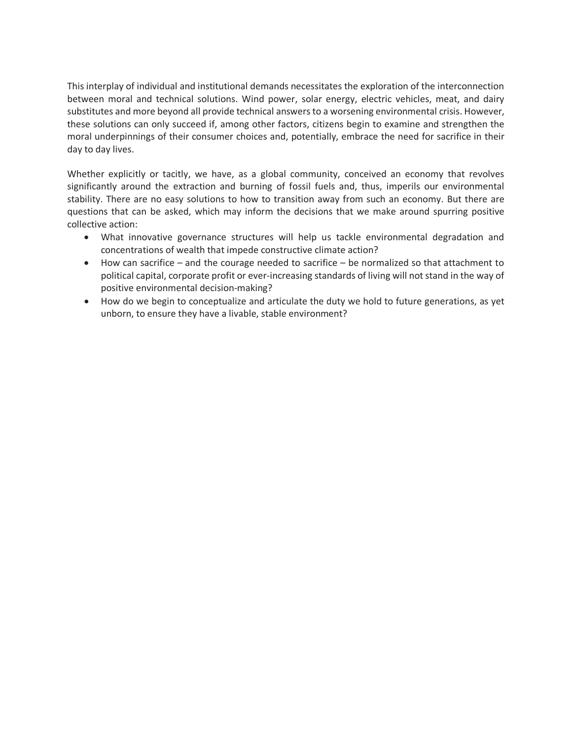This interplay of individual and institutional demands necessitates the exploration of the interconnection between moral and technical solutions. Wind power, solar energy, electric vehicles, meat, and dairy substitutes and more beyond all provide technical answers to a worsening environmental crisis. However, these solutions can only succeed if, among other factors, citizens begin to examine and strengthen the moral underpinnings of their consumer choices and, potentially, embrace the need for sacrifice in their day to day lives.

Whether explicitly or tacitly, we have, as a global community, conceived an economy that revolves significantly around the extraction and burning of fossil fuels and, thus, imperils our environmental stability. There are no easy solutions to how to transition away from such an economy. But there are questions that can be asked, which may inform the decisions that we make around spurring positive collective action:

- What innovative governance structures will help us tackle environmental degradation and concentrations of wealth that impede constructive climate action?
- How can sacrifice – and the courage needed to sacrifice – be normalized so that attachment to political capital, corporate profit or ever-increasing standards of living will not stand in the way of positive environmental decision-making?
- How do we begin to conceptualize and articulate the duty we hold to future generations, as yet unborn, to ensure they have a livable, stable environment?